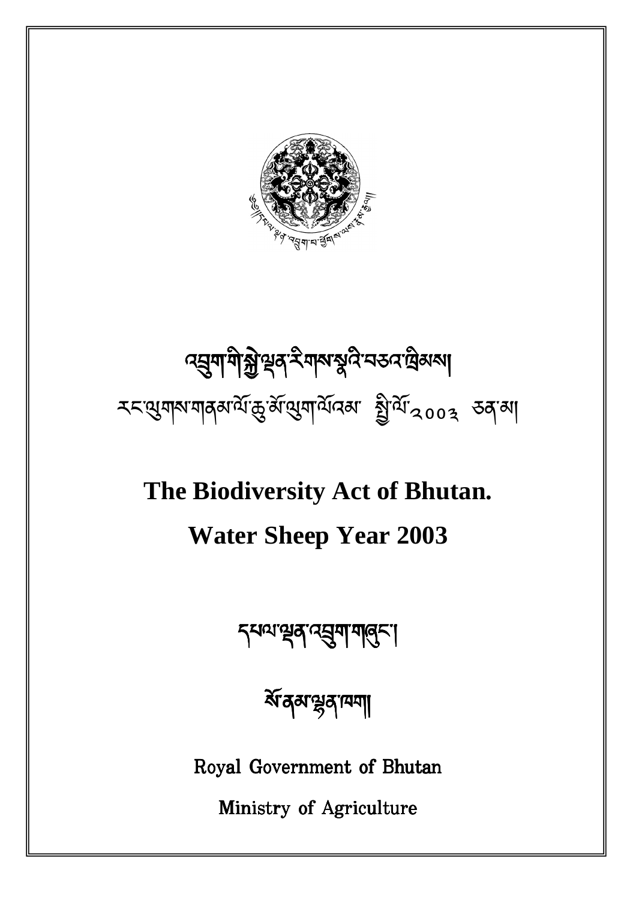འབྲུག་གི་སྐྱེ་ལྡན་རིགས་སྣའི་བཅའ་ཁྲིམས།

རང་ལུགས་གནམ་ལོ་ཆུ་མོ་ལུག་ལོའམ་ སྤྱི་ལོ་༢༠༠༣ ཅན་མ།

# The Biodiversity Act of Bhutan.

# Water Sheep Year 2003

དཔལ་ལྡན་འབྲུག་གཞུང་།

སོ་ནམ་ལྷན་ཁག།

Royal Government of Bhutan

Ministry of Agriculture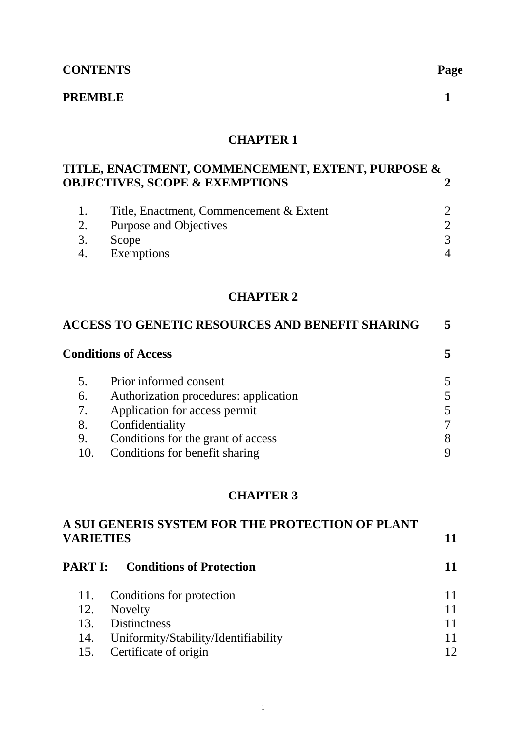| **CONTENTS** | | **Page** |
|---|---|---|
| **PREMBLE** | | **1** |

## CHAPTER 1

| **TITLE, ENACTMENT, COMMENCEMENT, EXTENT, PURPOSE & OBJECTIVES, SCOPE & EXEMPTIONS** | | **2** |
|---|---|---|
| 1. | Title, Enactment, Commencement & Extent | 2 |
| 2. | Purpose and Objectives | 2 |
| 3. | Scope | 3 |
| 4. | Exemptions | 4 |

## CHAPTER 2

| **ACCESS TO GENETIC RESOURCES AND BENEFIT SHARING** | | **5** |
|---|---|---|
| **Conditions of Access** | | **5** |
| 5. | Prior informed consent | 5 |
| 6. | Authorization procedures: application | 5 |
| 7. | Application for access permit | 5 |
| 8. | Confidentiality | 7 |
| 9. | Conditions for the grant of access | 8 |
| 10. | Conditions for benefit sharing | 9 |

## CHAPTER 3

| **A SUI GENERIS SYSTEM FOR THE PROTECTION OF PLANT VARIETIES** | | **11** |
|---|---|---|
| **PART I:** | **Conditions of Protection** | **11** |
| 11. | Conditions for protection | 11 |
| 12. | Novelty | 11 |
| 13. | Distinctness | 11 |
| 14. | Uniformity/Stability/Identifiability | 11 |
| 15. | Certificate of origin | 12 |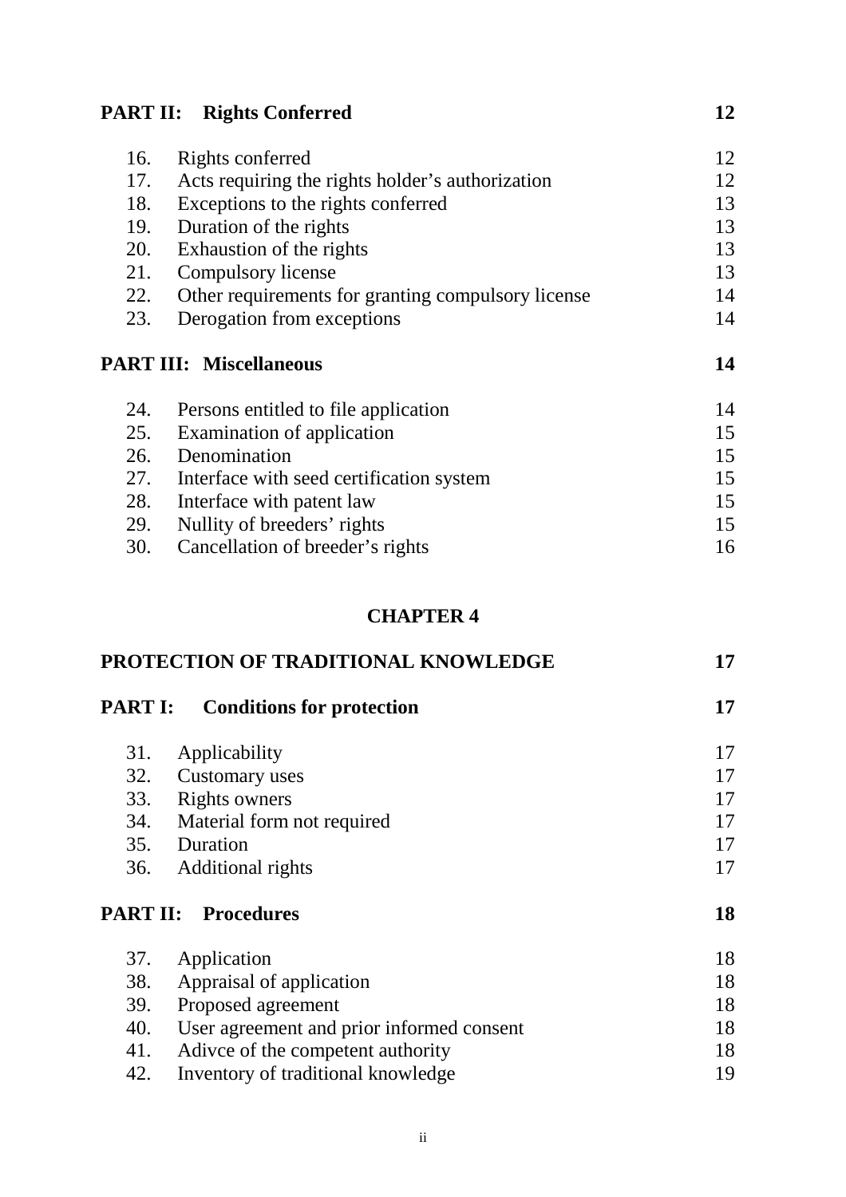| **PART II: Rights Conferred** | | **12** |
|---|---|---|
| 16. | Rights conferred | 12 |
| 17. | Acts requiring the rights holder's authorization | 12 |
| 18. | Exceptions to the rights conferred | 13 |
| 19. | Duration of the rights | 13 |
| 20. | Exhaustion of the rights | 13 |
| 21. | Compulsory license | 13 |
| 22. | Other requirements for granting compulsory license | 14 |
| 23. | Derogation from exceptions | 14 |
| **PART III: Miscellaneous** | | **14** |
| 24. | Persons entitled to file application | 14 |
| 25. | Examination of application | 15 |
| 26. | Denomination | 15 |
| 27. | Interface with seed certification system | 15 |
| 28. | Interface with patent law | 15 |
| 29. | Nullity of breeders' rights | 15 |
| 30. | Cancellation of breeder's rights | 16 |

## CHAPTER 4

| **PROTECTION OF TRADITIONAL KNOWLEDGE** | | **17** |
|---|---|---|
| **PART I: Conditions for protection** | | **17** |
| 31. | Applicability | 17 |
| 32. | Customary uses | 17 |
| 33. | Rights owners | 17 |
| 34. | Material form not required | 17 |
| 35. | Duration | 17 |
| 36. | Additional rights | 17 |
| **PART II: Procedures** | | **18** |
| 37. | Application | 18 |
| 38. | Appraisal of application | 18 |
| 39. | Proposed agreement | 18 |
| 40. | User agreement and prior informed consent | 18 |
| 41. | Adivce of the competent authority | 18 |
| 42. | Inventory of traditional knowledge | 19 |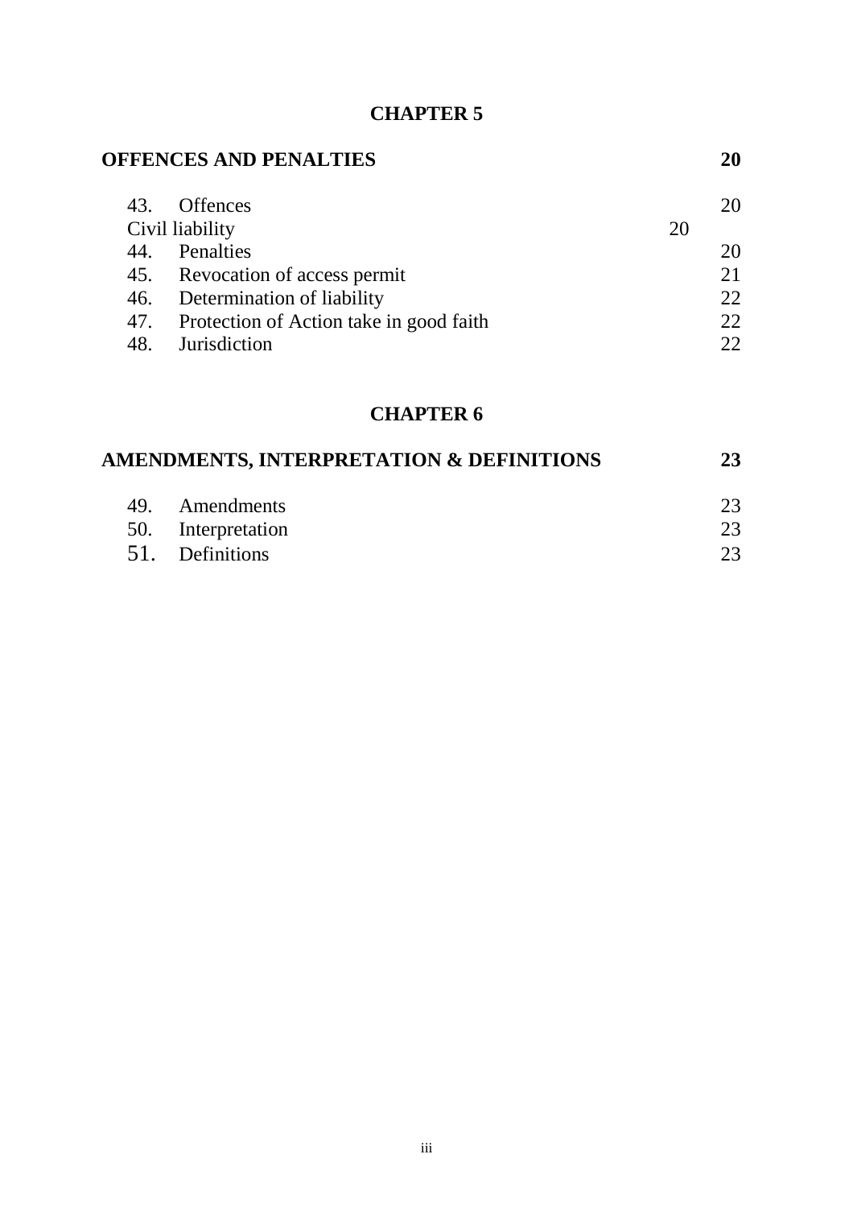## CHAPTER 5

| OFFENCES AND PENALTIES | 20 |
|---|---|
| 43. Offences | 20 |
| Civil liability | 20 |
| 44. Penalties | 20 |
| 45. Revocation of access permit | 21 |
| 46. Determination of liability | 22 |
| 47. Protection of Action take in good faith | 22 |
| 48. Jurisdiction | 22 |

## CHAPTER 6

| AMENDMENTS, INTERPRETATION & DEFINITIONS | 23 |
|---|---|
| 49. Amendments | 23 |
| 50. Interpretation | 23 |
| 51. Definitions | 23 |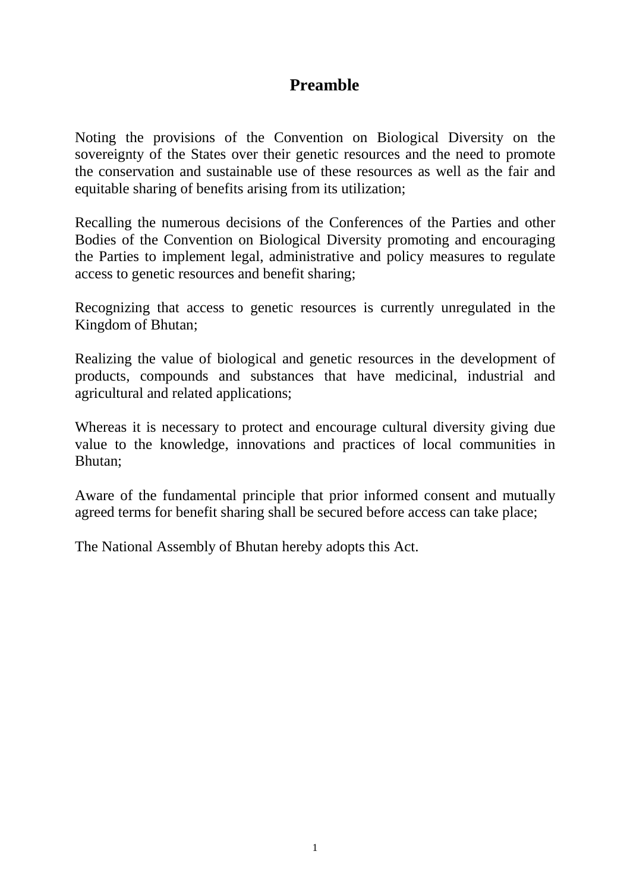# Preamble

Noting the provisions of the Convention on Biological Diversity on the sovereignty of the States over their genetic resources and the need to promote the conservation and sustainable use of these resources as well as the fair and equitable sharing of benefits arising from its utilization;

Recalling the numerous decisions of the Conferences of the Parties and other Bodies of the Convention on Biological Diversity promoting and encouraging the Parties to implement legal, administrative and policy measures to regulate access to genetic resources and benefit sharing;

Recognizing that access to genetic resources is currently unregulated in the Kingdom of Bhutan;

Realizing the value of biological and genetic resources in the development of products, compounds and substances that have medicinal, industrial and agricultural and related applications;

Whereas it is necessary to protect and encourage cultural diversity giving due value to the knowledge, innovations and practices of local communities in Bhutan;

Aware of the fundamental principle that prior informed consent and mutually agreed terms for benefit sharing shall be secured before access can take place;

The National Assembly of Bhutan hereby adopts this Act.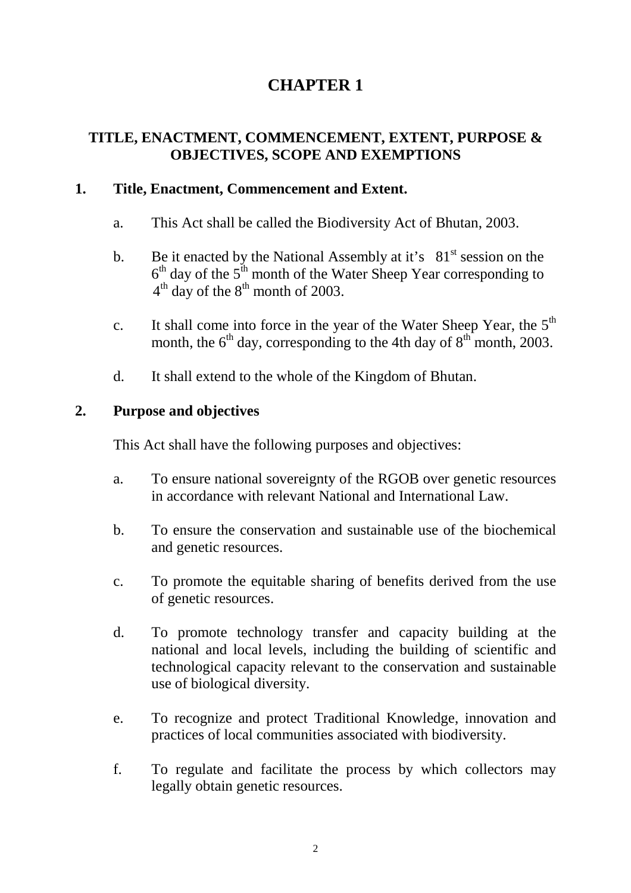# CHAPTER 1

## TITLE, ENACTMENT, COMMENCEMENT, EXTENT, PURPOSE & OBJECTIVES, SCOPE AND EXEMPTIONS

### 1. Title, Enactment, Commencement and Extent.

a. This Act shall be called the Biodiversity Act of Bhutan, 2003.

b. Be it enacted by the National Assembly at it's 81st session on the 6th day of the 5th month of the Water Sheep Year corresponding to 4th day of the 8th month of 2003.

c. It shall come into force in the year of the Water Sheep Year, the 5th month, the 6th day, corresponding to the 4th day of 8th month, 2003.

d. It shall extend to the whole of the Kingdom of Bhutan.

### 2. Purpose and objectives

This Act shall have the following purposes and objectives:

a. To ensure national sovereignty of the RGOB over genetic resources in accordance with relevant National and International Law.

b. To ensure the conservation and sustainable use of the biochemical and genetic resources.

c. To promote the equitable sharing of benefits derived from the use of genetic resources.

d. To promote technology transfer and capacity building at the national and local levels, including the building of scientific and technological capacity relevant to the conservation and sustainable use of biological diversity.

e. To recognize and protect Traditional Knowledge, innovation and practices of local communities associated with biodiversity.

f. To regulate and facilitate the process by which collectors may legally obtain genetic resources.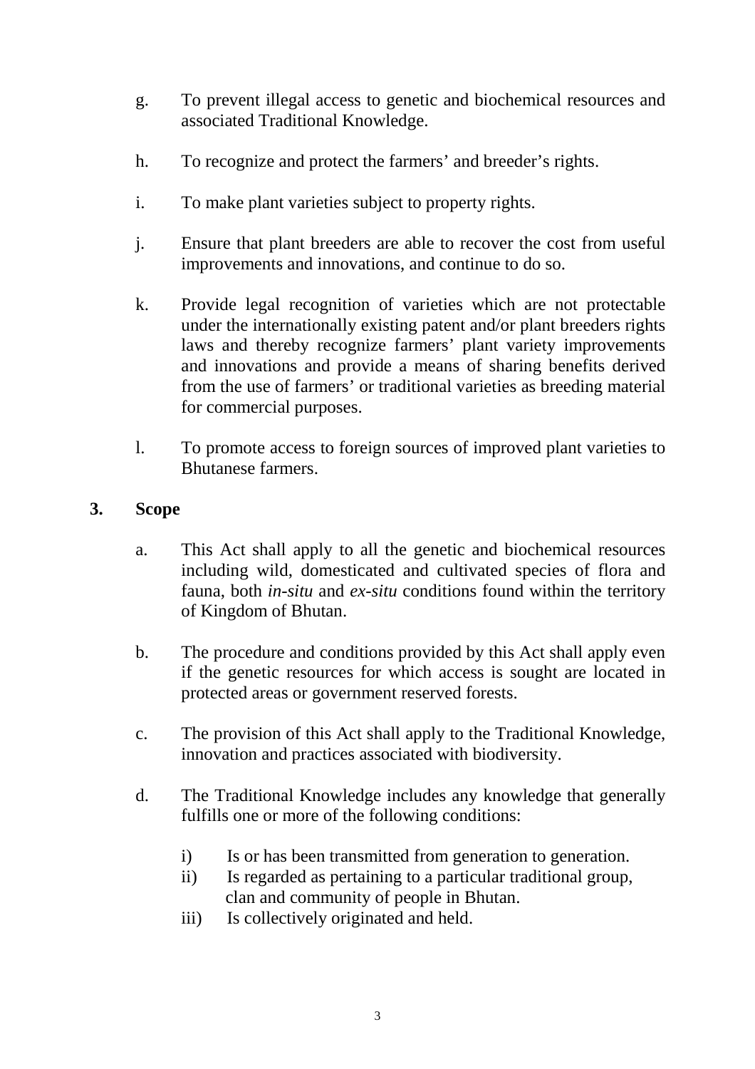g. To prevent illegal access to genetic and biochemical resources and associated Traditional Knowledge.

h. To recognize and protect the farmers' and breeder's rights.

i. To make plant varieties subject to property rights.

j. Ensure that plant breeders are able to recover the cost from useful improvements and innovations, and continue to do so.

k. Provide legal recognition of varieties which are not protectable under the internationally existing patent and/or plant breeders rights laws and thereby recognize farmers' plant variety improvements and innovations and provide a means of sharing benefits derived from the use of farmers' or traditional varieties as breeding material for commercial purposes.

l. To promote access to foreign sources of improved plant varieties to Bhutanese farmers.

## 3. Scope

a. This Act shall apply to all the genetic and biochemical resources including wild, domesticated and cultivated species of flora and fauna, both *in-situ* and *ex-situ* conditions found within the territory of Kingdom of Bhutan.

b. The procedure and conditions provided by this Act shall apply even if the genetic resources for which access is sought are located in protected areas or government reserved forests.

c. The provision of this Act shall apply to the Traditional Knowledge, innovation and practices associated with biodiversity.

d. The Traditional Knowledge includes any knowledge that generally fulfills one or more of the following conditions:

   i) Is or has been transmitted from generation to generation.
   ii) Is regarded as pertaining to a particular traditional group, clan and community of people in Bhutan.
   iii) Is collectively originated and held.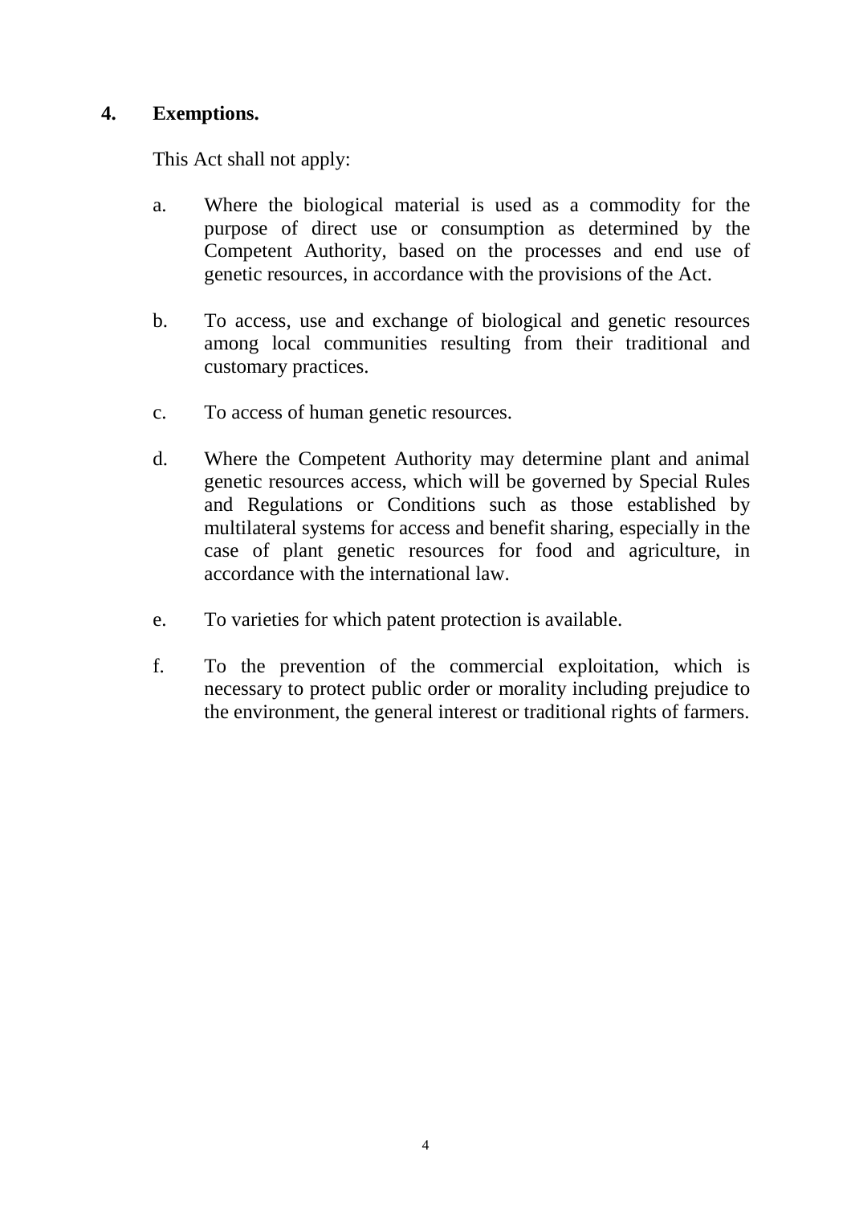## 4. Exemptions.

This Act shall not apply:

a. Where the biological material is used as a commodity for the purpose of direct use or consumption as determined by the Competent Authority, based on the processes and end use of genetic resources, in accordance with the provisions of the Act.

b. To access, use and exchange of biological and genetic resources among local communities resulting from their traditional and customary practices.

c. To access of human genetic resources.

d. Where the Competent Authority may determine plant and animal genetic resources access, which will be governed by Special Rules and Regulations or Conditions such as those established by multilateral systems for access and benefit sharing, especially in the case of plant genetic resources for food and agriculture, in accordance with the international law.

e. To varieties for which patent protection is available.

f. To the prevention of the commercial exploitation, which is necessary to protect public order or morality including prejudice to the environment, the general interest or traditional rights of farmers.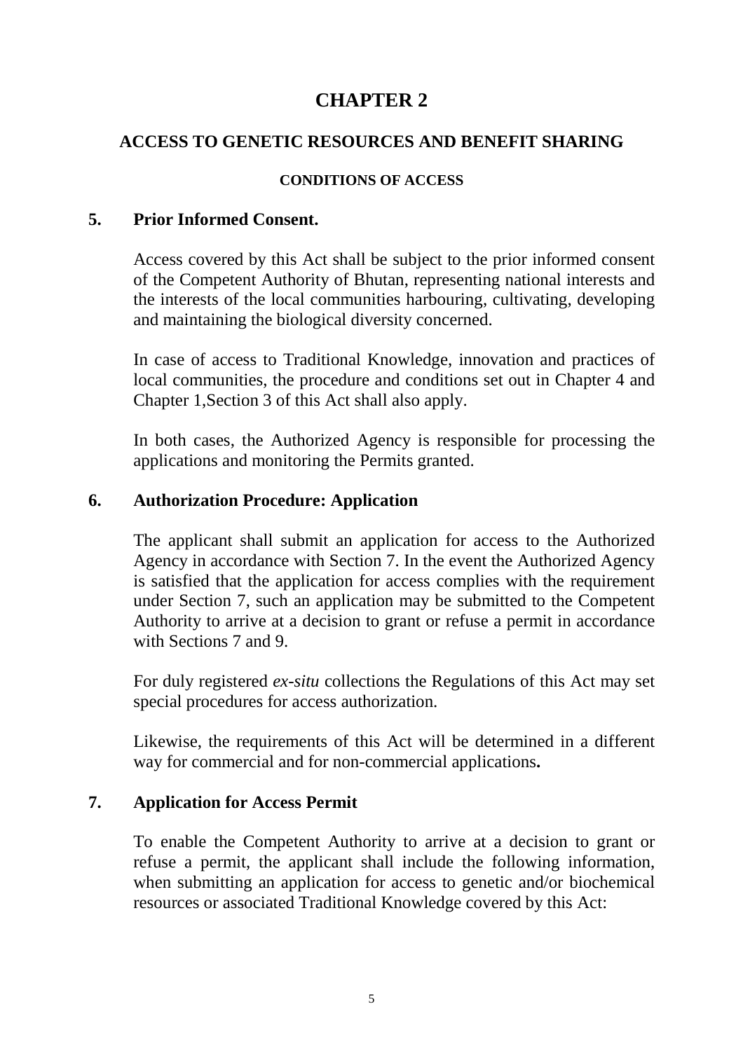# CHAPTER 2

## ACCESS TO GENETIC RESOURCES AND BENEFIT SHARING

### CONDITIONS OF ACCESS

### 5. Prior Informed Consent.

Access covered by this Act shall be subject to the prior informed consent of the Competent Authority of Bhutan, representing national interests and the interests of the local communities harbouring, cultivating, developing and maintaining the biological diversity concerned.

In case of access to Traditional Knowledge, innovation and practices of local communities, the procedure and conditions set out in Chapter 4 and Chapter 1,Section 3 of this Act shall also apply.

In both cases, the Authorized Agency is responsible for processing the applications and monitoring the Permits granted.

### 6. Authorization Procedure: Application

The applicant shall submit an application for access to the Authorized Agency in accordance with Section 7. In the event the Authorized Agency is satisfied that the application for access complies with the requirement under Section 7, such an application may be submitted to the Competent Authority to arrive at a decision to grant or refuse a permit in accordance with Sections 7 and 9.

For duly registered *ex-situ* collections the Regulations of this Act may set special procedures for access authorization.

Likewise, the requirements of this Act will be determined in a different way for commercial and for non-commercial applications**.**

### 7. Application for Access Permit

To enable the Competent Authority to arrive at a decision to grant or refuse a permit, the applicant shall include the following information, when submitting an application for access to genetic and/or biochemical resources or associated Traditional Knowledge covered by this Act: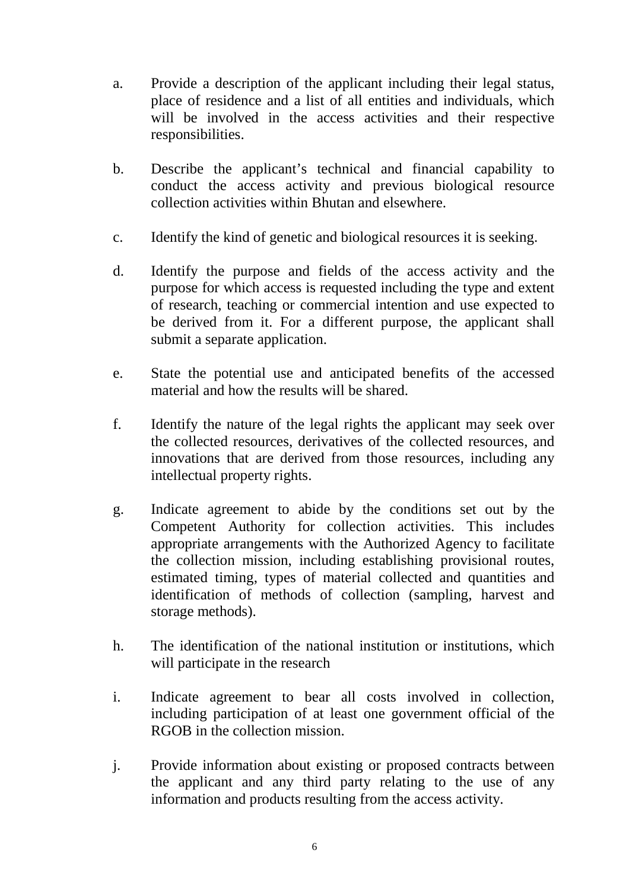a. Provide a description of the applicant including their legal status, place of residence and a list of all entities and individuals, which will be involved in the access activities and their respective responsibilities.

b. Describe the applicant's technical and financial capability to conduct the access activity and previous biological resource collection activities within Bhutan and elsewhere.

c. Identify the kind of genetic and biological resources it is seeking.

d. Identify the purpose and fields of the access activity and the purpose for which access is requested including the type and extent of research, teaching or commercial intention and use expected to be derived from it. For a different purpose, the applicant shall submit a separate application.

e. State the potential use and anticipated benefits of the accessed material and how the results will be shared.

f. Identify the nature of the legal rights the applicant may seek over the collected resources, derivatives of the collected resources, and innovations that are derived from those resources, including any intellectual property rights.

g. Indicate agreement to abide by the conditions set out by the Competent Authority for collection activities. This includes appropriate arrangements with the Authorized Agency to facilitate the collection mission, including establishing provisional routes, estimated timing, types of material collected and quantities and identification of methods of collection (sampling, harvest and storage methods).

h. The identification of the national institution or institutions, which will participate in the research

i. Indicate agreement to bear all costs involved in collection, including participation of at least one government official of the RGOB in the collection mission.

j. Provide information about existing or proposed contracts between the applicant and any third party relating to the use of any information and products resulting from the access activity.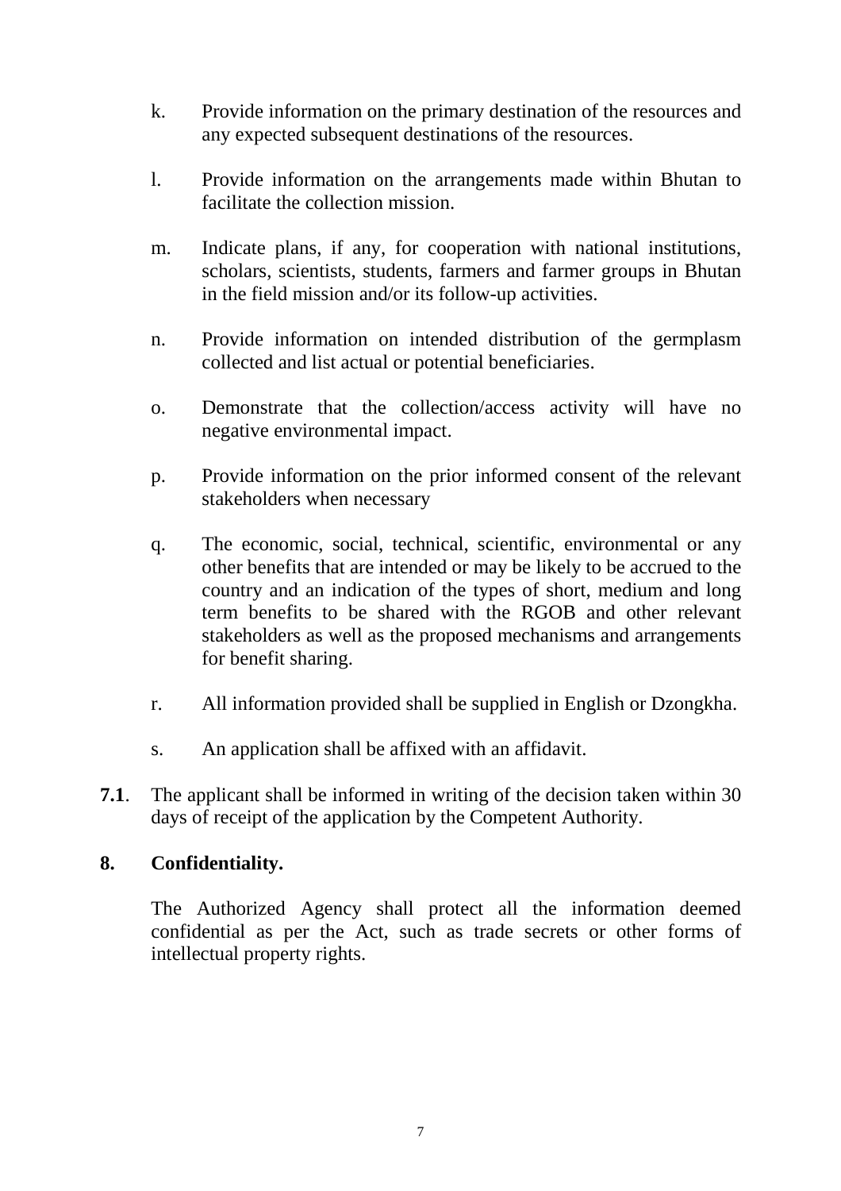k. Provide information on the primary destination of the resources and any expected subsequent destinations of the resources.

l. Provide information on the arrangements made within Bhutan to facilitate the collection mission.

m. Indicate plans, if any, for cooperation with national institutions, scholars, scientists, students, farmers and farmer groups in Bhutan in the field mission and/or its follow-up activities.

n. Provide information on intended distribution of the germplasm collected and list actual or potential beneficiaries.

o. Demonstrate that the collection/access activity will have no negative environmental impact.

p. Provide information on the prior informed consent of the relevant stakeholders when necessary

q. The economic, social, technical, scientific, environmental or any other benefits that are intended or may be likely to be accrued to the country and an indication of the types of short, medium and long term benefits to be shared with the RGOB and other relevant stakeholders as well as the proposed mechanisms and arrangements for benefit sharing.

r. All information provided shall be supplied in English or Dzongkha.

s. An application shall be affixed with an affidavit.

**7.1**. The applicant shall be informed in writing of the decision taken within 30 days of receipt of the application by the Competent Authority.

**8. Confidentiality.**

The Authorized Agency shall protect all the information deemed confidential as per the Act, such as trade secrets or other forms of intellectual property rights.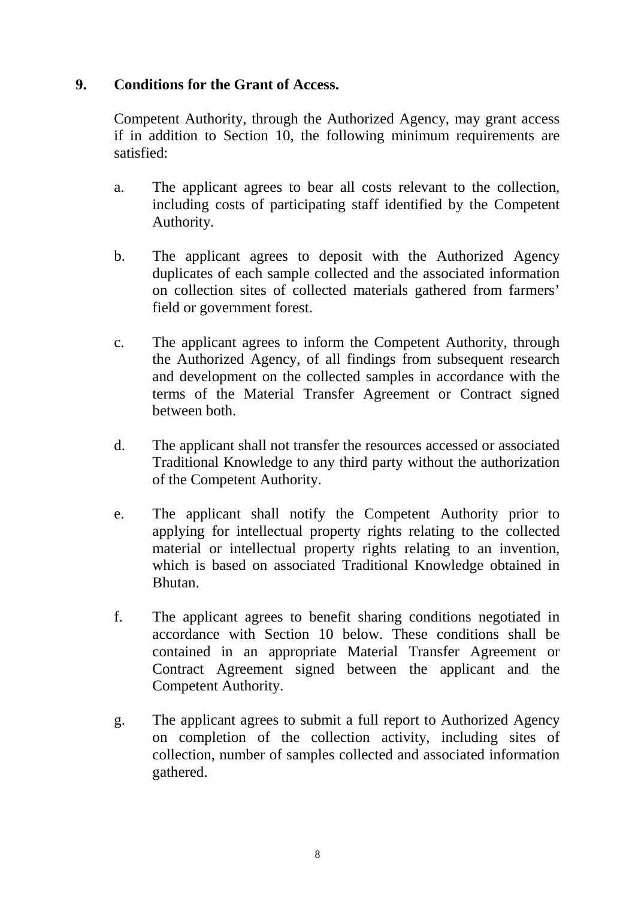## 9. Conditions for the Grant of Access.

Competent Authority, through the Authorized Agency, may grant access if in addition to Section 10, the following minimum requirements are satisfied:

a. The applicant agrees to bear all costs relevant to the collection, including costs of participating staff identified by the Competent Authority.

b. The applicant agrees to deposit with the Authorized Agency duplicates of each sample collected and the associated information on collection sites of collected materials gathered from farmers' field or government forest.

c. The applicant agrees to inform the Competent Authority, through the Authorized Agency, of all findings from subsequent research and development on the collected samples in accordance with the terms of the Material Transfer Agreement or Contract signed between both.

d. The applicant shall not transfer the resources accessed or associated Traditional Knowledge to any third party without the authorization of the Competent Authority.

e. The applicant shall notify the Competent Authority prior to applying for intellectual property rights relating to the collected material or intellectual property rights relating to an invention, which is based on associated Traditional Knowledge obtained in Bhutan.

f. The applicant agrees to benefit sharing conditions negotiated in accordance with Section 10 below. These conditions shall be contained in an appropriate Material Transfer Agreement or Contract Agreement signed between the applicant and the Competent Authority.

g. The applicant agrees to submit a full report to Authorized Agency on completion of the collection activity, including sites of collection, number of samples collected and associated information gathered.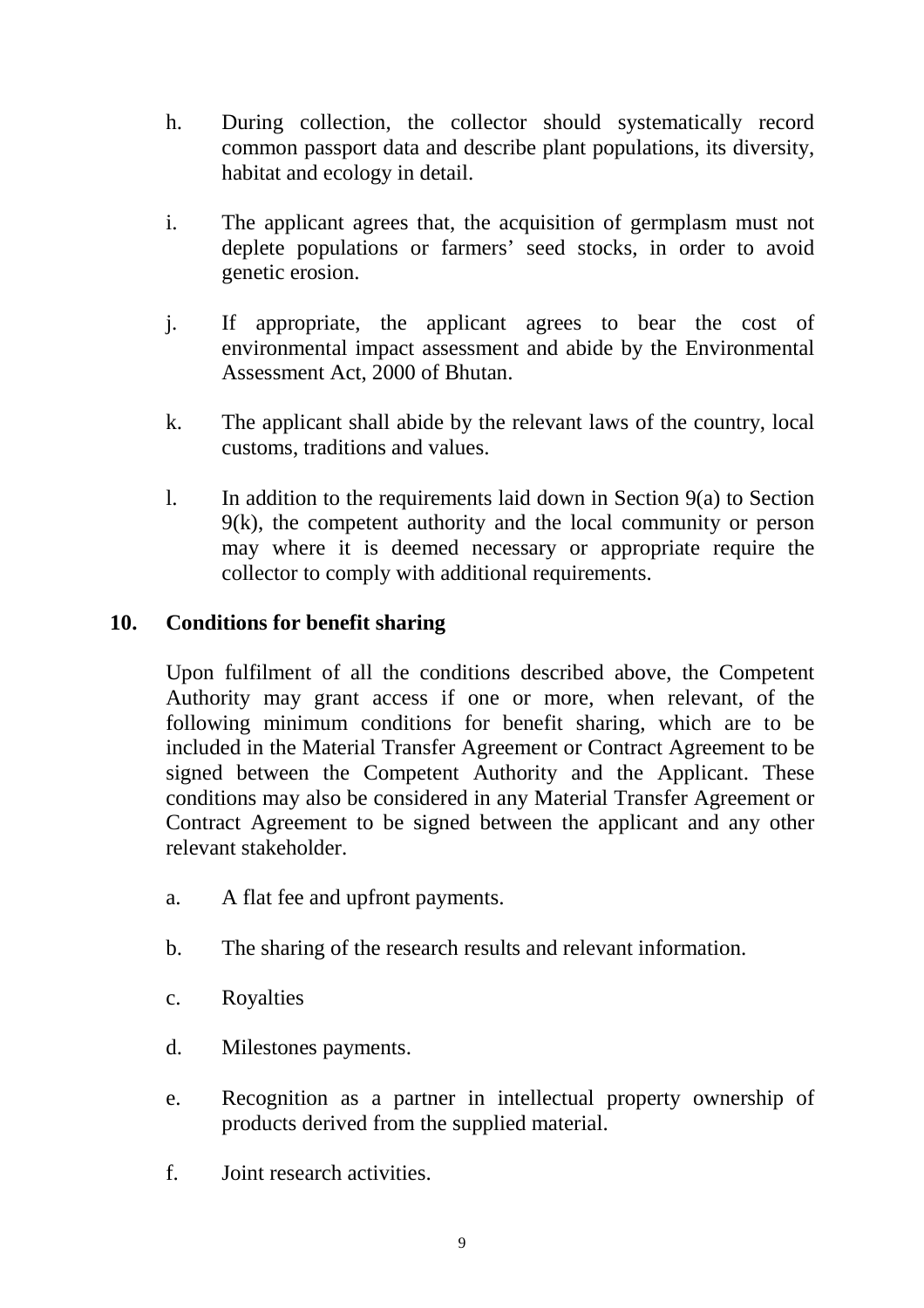h. During collection, the collector should systematically record common passport data and describe plant populations, its diversity, habitat and ecology in detail.

i. The applicant agrees that, the acquisition of germplasm must not deplete populations or farmers' seed stocks, in order to avoid genetic erosion.

j. If appropriate, the applicant agrees to bear the cost of environmental impact assessment and abide by the Environmental Assessment Act, 2000 of Bhutan.

k. The applicant shall abide by the relevant laws of the country, local customs, traditions and values.

l. In addition to the requirements laid down in Section 9(a) to Section 9(k), the competent authority and the local community or person may where it is deemed necessary or appropriate require the collector to comply with additional requirements.

## 10. Conditions for benefit sharing

Upon fulfilment of all the conditions described above, the Competent Authority may grant access if one or more, when relevant, of the following minimum conditions for benefit sharing, which are to be included in the Material Transfer Agreement or Contract Agreement to be signed between the Competent Authority and the Applicant. These conditions may also be considered in any Material Transfer Agreement or Contract Agreement to be signed between the applicant and any other relevant stakeholder.

a. A flat fee and upfront payments.

b. The sharing of the research results and relevant information.

c. Royalties

d. Milestones payments.

e. Recognition as a partner in intellectual property ownership of products derived from the supplied material.

f. Joint research activities.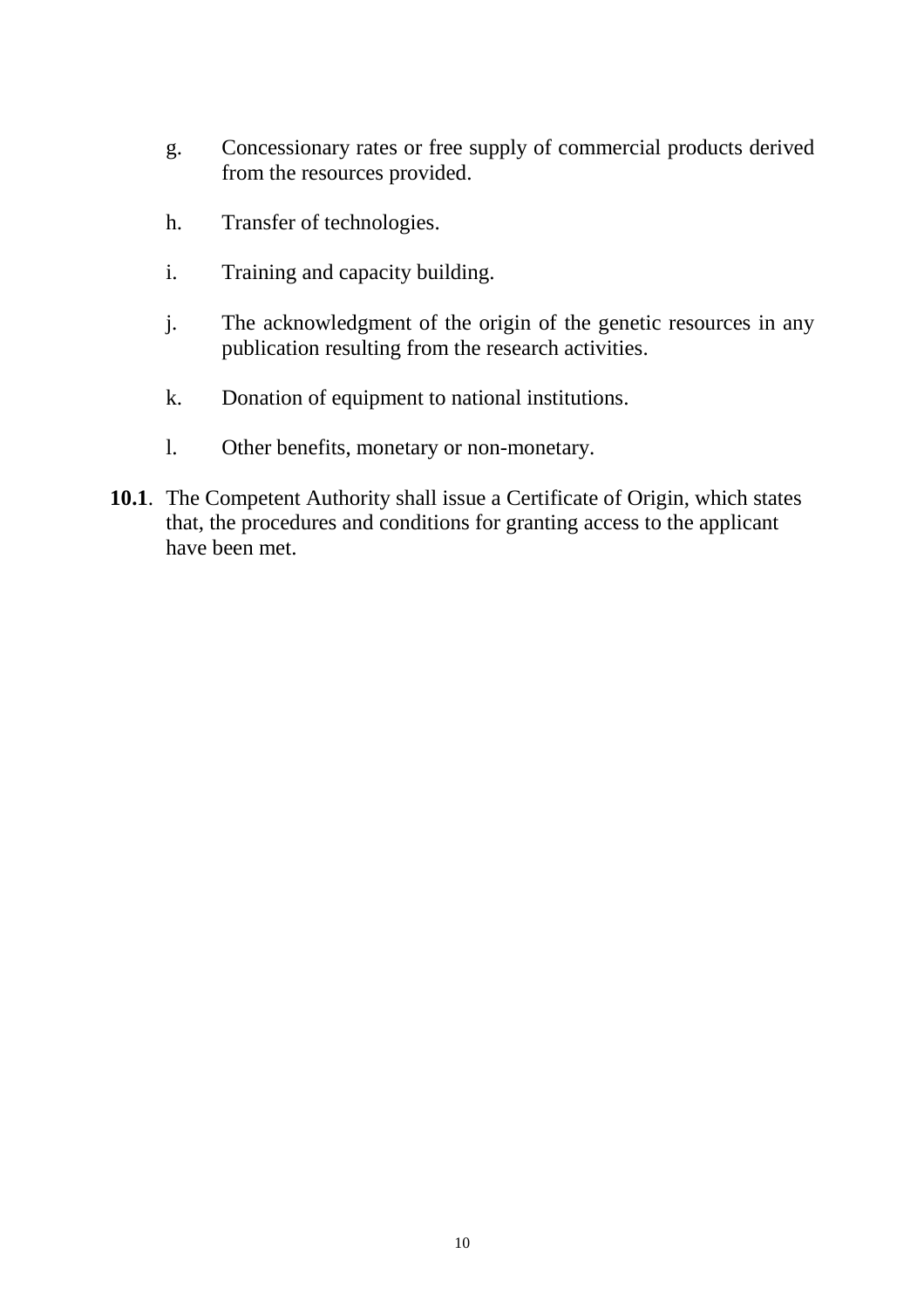g. Concessionary rates or free supply of commercial products derived from the resources provided.

h. Transfer of technologies.

i. Training and capacity building.

j. The acknowledgment of the origin of the genetic resources in any publication resulting from the research activities.

k. Donation of equipment to national institutions.

l. Other benefits, monetary or non-monetary.

**10.1**. The Competent Authority shall issue a Certificate of Origin, which states that, the procedures and conditions for granting access to the applicant have been met.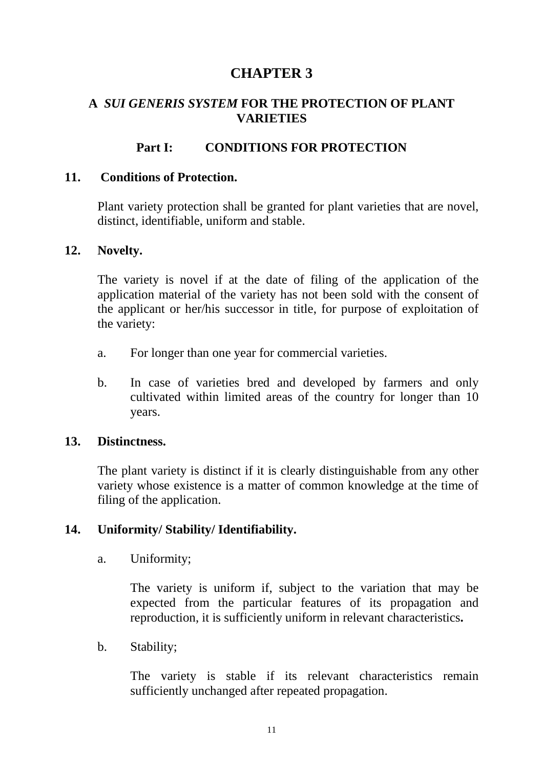# CHAPTER 3

## A *SUI GENERIS SYSTEM* FOR THE PROTECTION OF PLANT VARIETIES

### Part I: CONDITIONS FOR PROTECTION

**11. Conditions of Protection.**

Plant variety protection shall be granted for plant varieties that are novel, distinct, identifiable, uniform and stable.

**12. Novelty.**

The variety is novel if at the date of filing of the application of the application material of the variety has not been sold with the consent of the applicant or her/his successor in title, for purpose of exploitation of the variety:

a. For longer than one year for commercial varieties.

b. In case of varieties bred and developed by farmers and only cultivated within limited areas of the country for longer than 10 years.

**13. Distinctness.**

The plant variety is distinct if it is clearly distinguishable from any other variety whose existence is a matter of common knowledge at the time of filing of the application.

**14. Uniformity/ Stability/ Identifiability.**

a. Uniformity;

The variety is uniform if, subject to the variation that may be expected from the particular features of its propagation and reproduction, it is sufficiently uniform in relevant characteristics**.**

b. Stability;

The variety is stable if its relevant characteristics remain sufficiently unchanged after repeated propagation.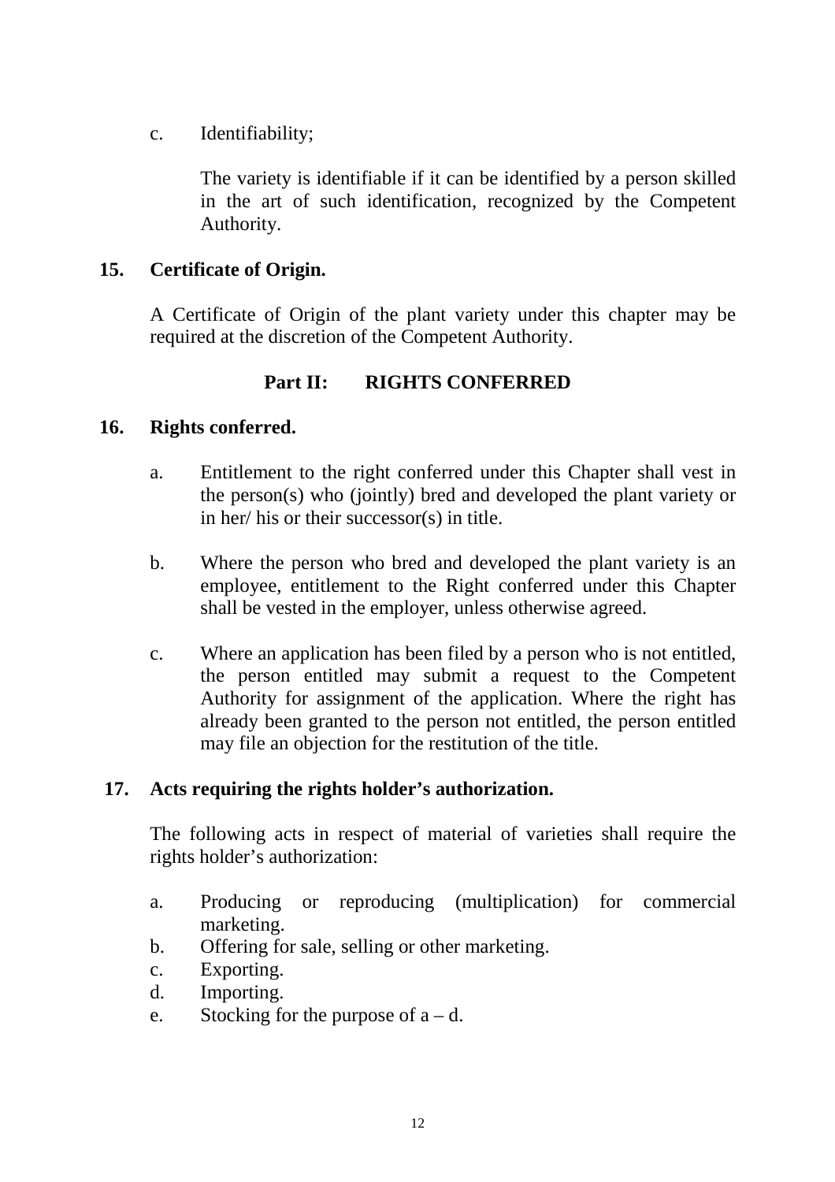c. Identifiability;

The variety is identifiable if it can be identified by a person skilled in the art of such identification, recognized by the Competent Authority.

## 15. Certificate of Origin.

A Certificate of Origin of the plant variety under this chapter may be required at the discretion of the Competent Authority.

# Part II: RIGHTS CONFERRED

## 16. Rights conferred.

a. Entitlement to the right conferred under this Chapter shall vest in the person(s) who (jointly) bred and developed the plant variety or in her/ his or their successor(s) in title.

b. Where the person who bred and developed the plant variety is an employee, entitlement to the Right conferred under this Chapter shall be vested in the employer, unless otherwise agreed.

c. Where an application has been filed by a person who is not entitled, the person entitled may submit a request to the Competent Authority for assignment of the application. Where the right has already been granted to the person not entitled, the person entitled may file an objection for the restitution of the title.

## 17. Acts requiring the rights holder's authorization.

The following acts in respect of material of varieties shall require the rights holder's authorization:

a. Producing or reproducing (multiplication) for commercial marketing.
b. Offering for sale, selling or other marketing.
c. Exporting.
d. Importing.
e. Stocking for the purpose of a – d.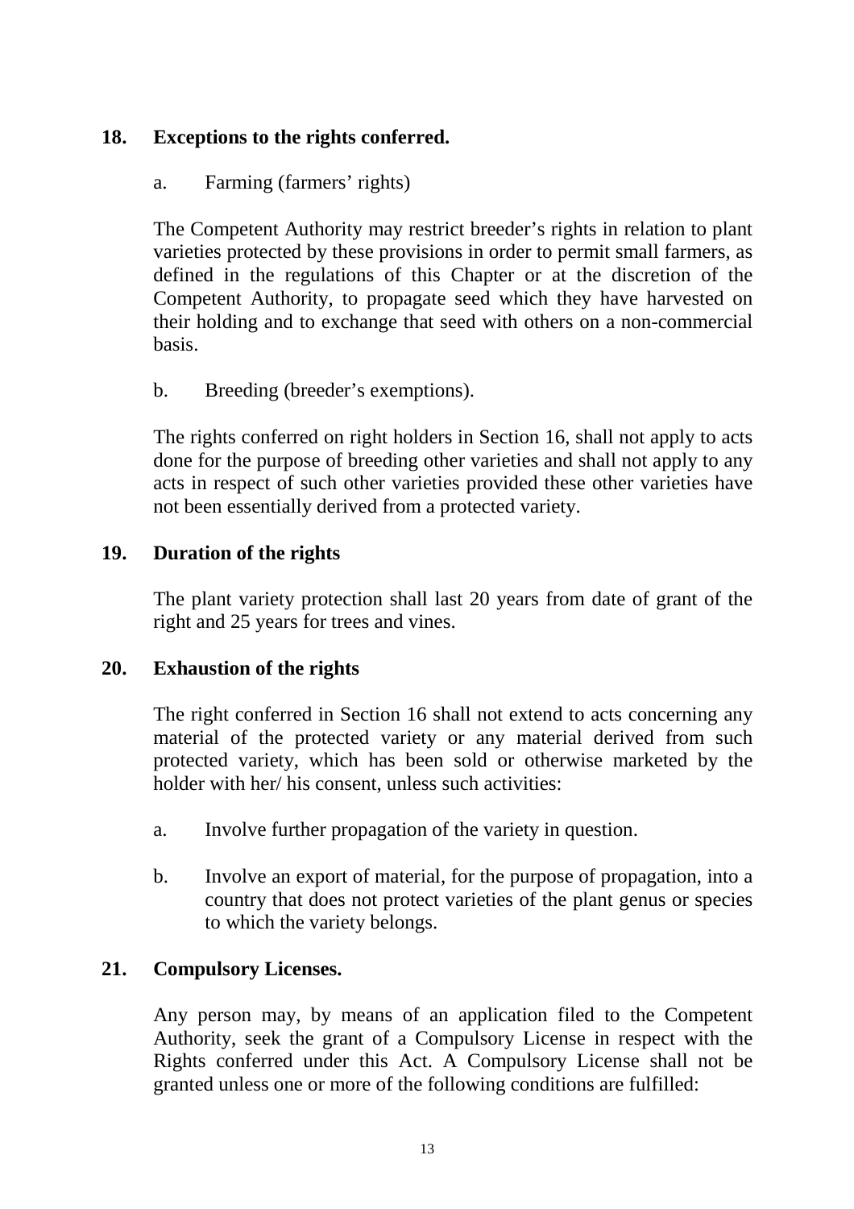## 18. Exceptions to the rights conferred.

a. Farming (farmers' rights)

The Competent Authority may restrict breeder's rights in relation to plant varieties protected by these provisions in order to permit small farmers, as defined in the regulations of this Chapter or at the discretion of the Competent Authority, to propagate seed which they have harvested on their holding and to exchange that seed with others on a non-commercial basis.

b. Breeding (breeder's exemptions).

The rights conferred on right holders in Section 16, shall not apply to acts done for the purpose of breeding other varieties and shall not apply to any acts in respect of such other varieties provided these other varieties have not been essentially derived from a protected variety.

## 19. Duration of the rights

The plant variety protection shall last 20 years from date of grant of the right and 25 years for trees and vines.

## 20. Exhaustion of the rights

The right conferred in Section 16 shall not extend to acts concerning any material of the protected variety or any material derived from such protected variety, which has been sold or otherwise marketed by the holder with her/ his consent, unless such activities:

a. Involve further propagation of the variety in question.

b. Involve an export of material, for the purpose of propagation, into a country that does not protect varieties of the plant genus or species to which the variety belongs.

## 21. Compulsory Licenses.

Any person may, by means of an application filed to the Competent Authority, seek the grant of a Compulsory License in respect with the Rights conferred under this Act. A Compulsory License shall not be granted unless one or more of the following conditions are fulfilled: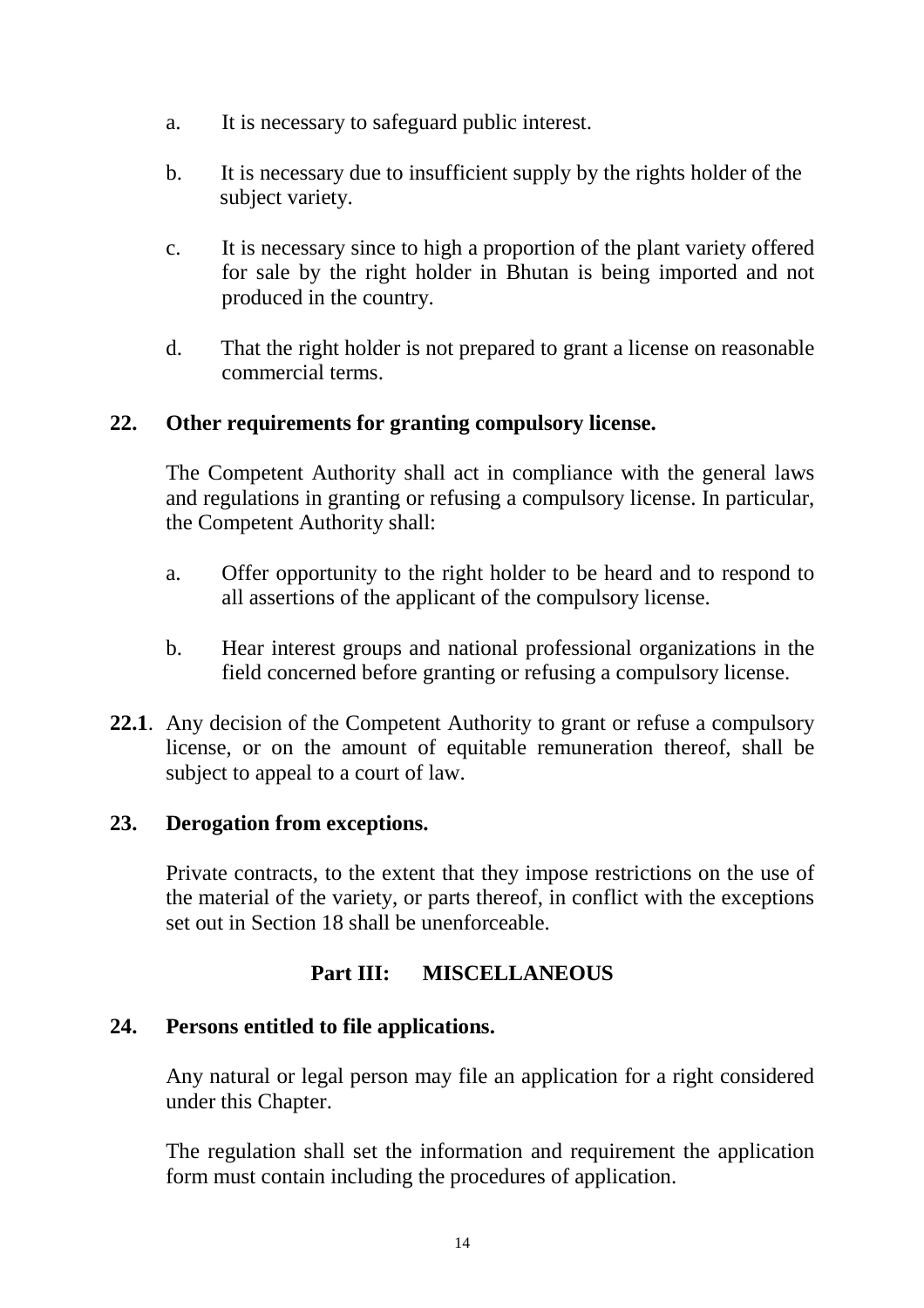a. It is necessary to safeguard public interest.

b. It is necessary due to insufficient supply by the rights holder of the subject variety.

c. It is necessary since to high a proportion of the plant variety offered for sale by the right holder in Bhutan is being imported and not produced in the country.

d. That the right holder is not prepared to grant a license on reasonable commercial terms.

**22. Other requirements for granting compulsory license.**

The Competent Authority shall act in compliance with the general laws and regulations in granting or refusing a compulsory license. In particular, the Competent Authority shall:

a. Offer opportunity to the right holder to be heard and to respond to all assertions of the applicant of the compulsory license.

b. Hear interest groups and national professional organizations in the field concerned before granting or refusing a compulsory license.

**22.1**. Any decision of the Competent Authority to grant or refuse a compulsory license, or on the amount of equitable remuneration thereof, shall be subject to appeal to a court of law.

**23. Derogation from exceptions.**

Private contracts, to the extent that they impose restrictions on the use of the material of the variety, or parts thereof, in conflict with the exceptions set out in Section 18 shall be unenforceable.

## Part III: MISCELLANEOUS

**24. Persons entitled to file applications.**

Any natural or legal person may file an application for a right considered under this Chapter.

The regulation shall set the information and requirement the application form must contain including the procedures of application.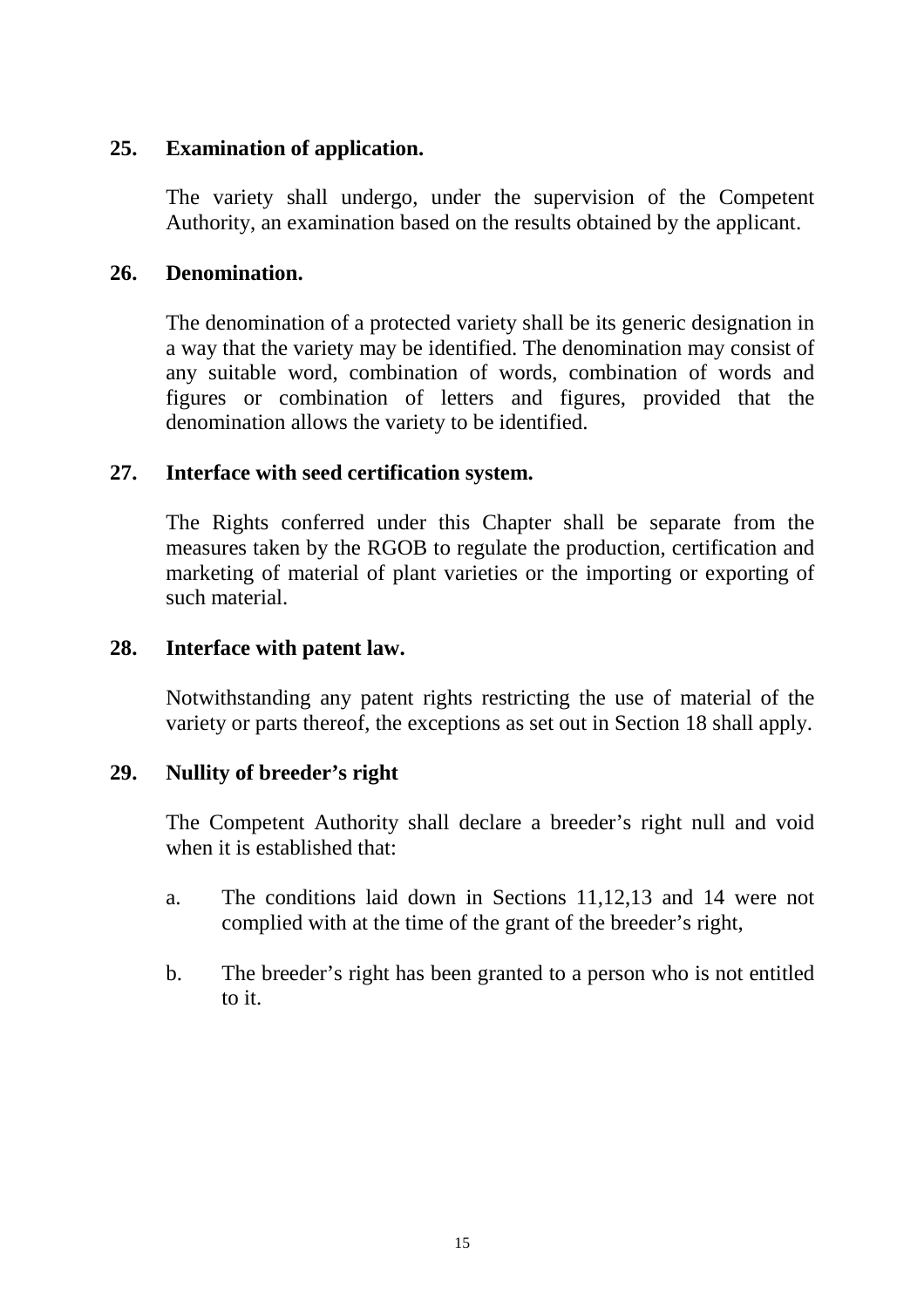**25. Examination of application.**

The variety shall undergo, under the supervision of the Competent Authority, an examination based on the results obtained by the applicant.

**26. Denomination.**

The denomination of a protected variety shall be its generic designation in a way that the variety may be identified. The denomination may consist of any suitable word, combination of words, combination of words and figures or combination of letters and figures, provided that the denomination allows the variety to be identified.

**27. Interface with seed certification system.**

The Rights conferred under this Chapter shall be separate from the measures taken by the RGOB to regulate the production, certification and marketing of material of plant varieties or the importing or exporting of such material.

**28. Interface with patent law.**

Notwithstanding any patent rights restricting the use of material of the variety or parts thereof, the exceptions as set out in Section 18 shall apply.

**29. Nullity of breeder's right**

The Competent Authority shall declare a breeder's right null and void when it is established that:

a. The conditions laid down in Sections 11,12,13 and 14 were not complied with at the time of the grant of the breeder's right,

b. The breeder's right has been granted to a person who is not entitled to it.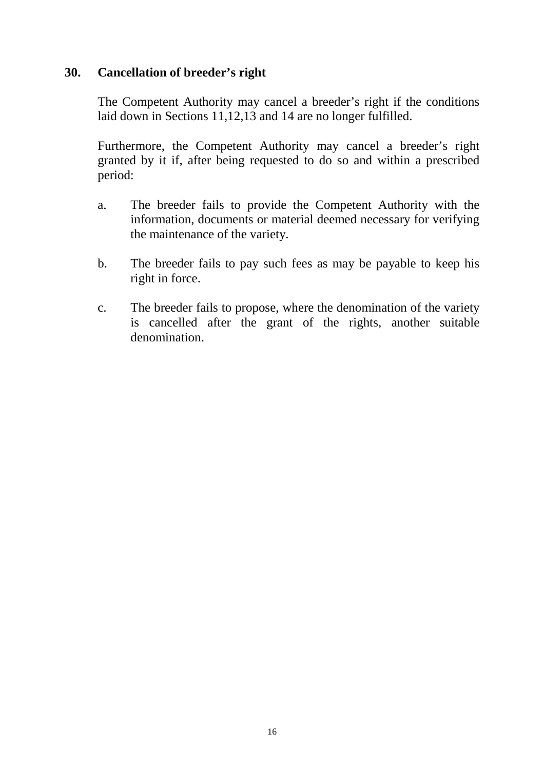## 30. Cancellation of breeder's right

The Competent Authority may cancel a breeder's right if the conditions laid down in Sections 11,12,13 and 14 are no longer fulfilled.

Furthermore, the Competent Authority may cancel a breeder's right granted by it if, after being requested to do so and within a prescribed period:

a. The breeder fails to provide the Competent Authority with the information, documents or material deemed necessary for verifying the maintenance of the variety.

b. The breeder fails to pay such fees as may be payable to keep his right in force.

c. The breeder fails to propose, where the denomination of the variety is cancelled after the grant of the rights, another suitable denomination.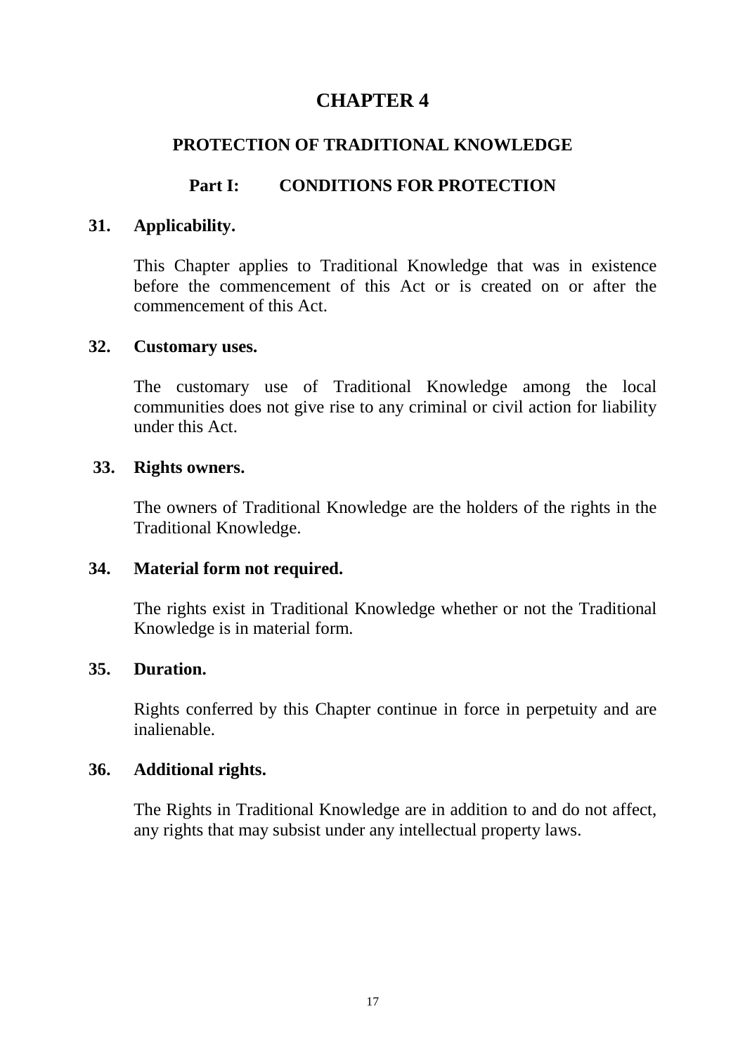# CHAPTER 4

## PROTECTION OF TRADITIONAL KNOWLEDGE

### Part I: CONDITIONS FOR PROTECTION

**31. Applicability.**

This Chapter applies to Traditional Knowledge that was in existence before the commencement of this Act or is created on or after the commencement of this Act.

**32. Customary uses.**

The customary use of Traditional Knowledge among the local communities does not give rise to any criminal or civil action for liability under this Act.

**33. Rights owners.**

The owners of Traditional Knowledge are the holders of the rights in the Traditional Knowledge.

**34. Material form not required.**

The rights exist in Traditional Knowledge whether or not the Traditional Knowledge is in material form.

**35. Duration.**

Rights conferred by this Chapter continue in force in perpetuity and are inalienable.

**36. Additional rights.**

The Rights in Traditional Knowledge are in addition to and do not affect, any rights that may subsist under any intellectual property laws.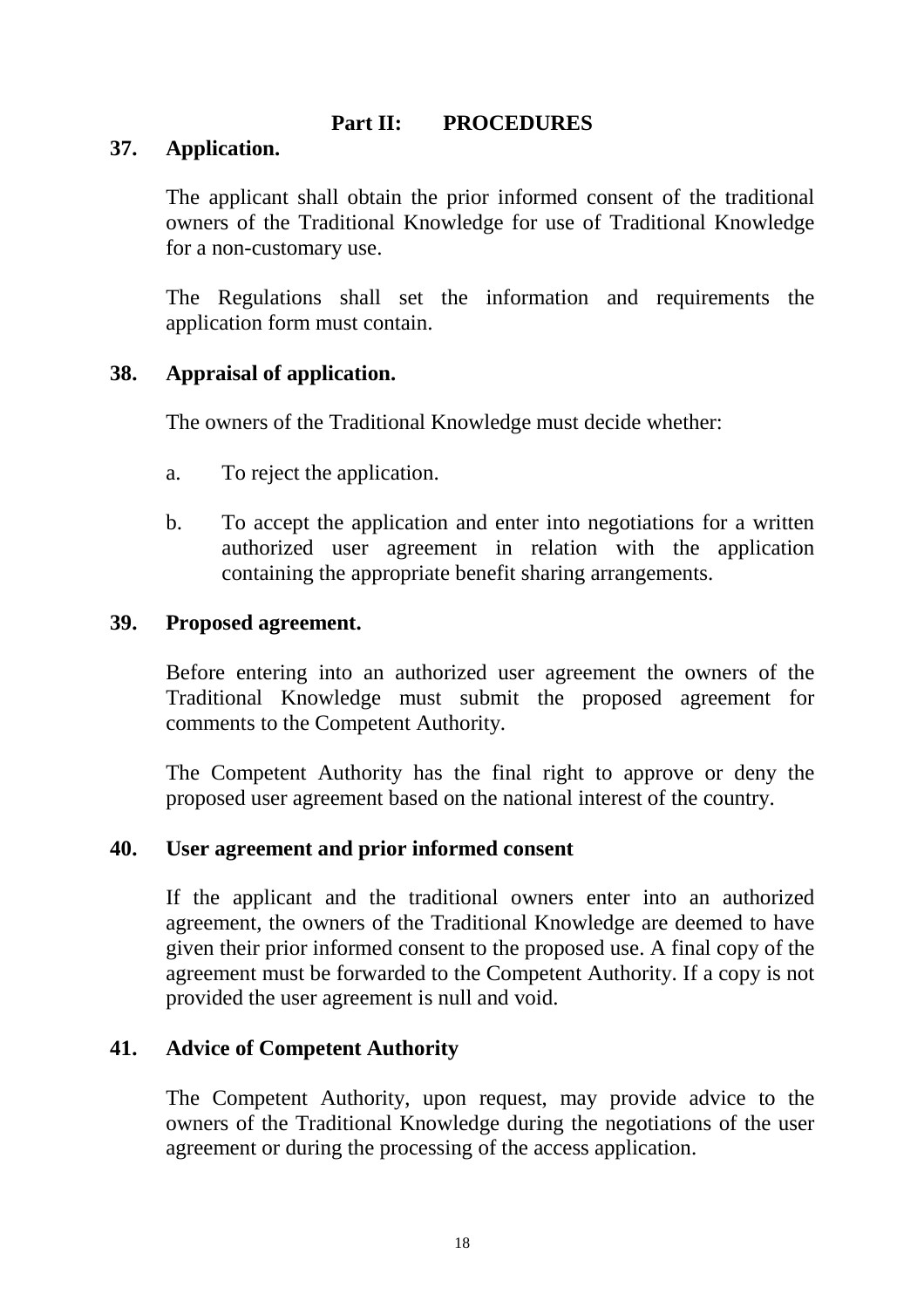## Part II: PROCEDURES

### 37. Application.

The applicant shall obtain the prior informed consent of the traditional owners of the Traditional Knowledge for use of Traditional Knowledge for a non-customary use.

The Regulations shall set the information and requirements the application form must contain.

### 38. Appraisal of application.

The owners of the Traditional Knowledge must decide whether:

a. To reject the application.

b. To accept the application and enter into negotiations for a written authorized user agreement in relation with the application containing the appropriate benefit sharing arrangements.

### 39. Proposed agreement.

Before entering into an authorized user agreement the owners of the Traditional Knowledge must submit the proposed agreement for comments to the Competent Authority.

The Competent Authority has the final right to approve or deny the proposed user agreement based on the national interest of the country.

### 40. User agreement and prior informed consent

If the applicant and the traditional owners enter into an authorized agreement, the owners of the Traditional Knowledge are deemed to have given their prior informed consent to the proposed use. A final copy of the agreement must be forwarded to the Competent Authority. If a copy is not provided the user agreement is null and void.

### 41. Advice of Competent Authority

The Competent Authority, upon request, may provide advice to the owners of the Traditional Knowledge during the negotiations of the user agreement or during the processing of the access application.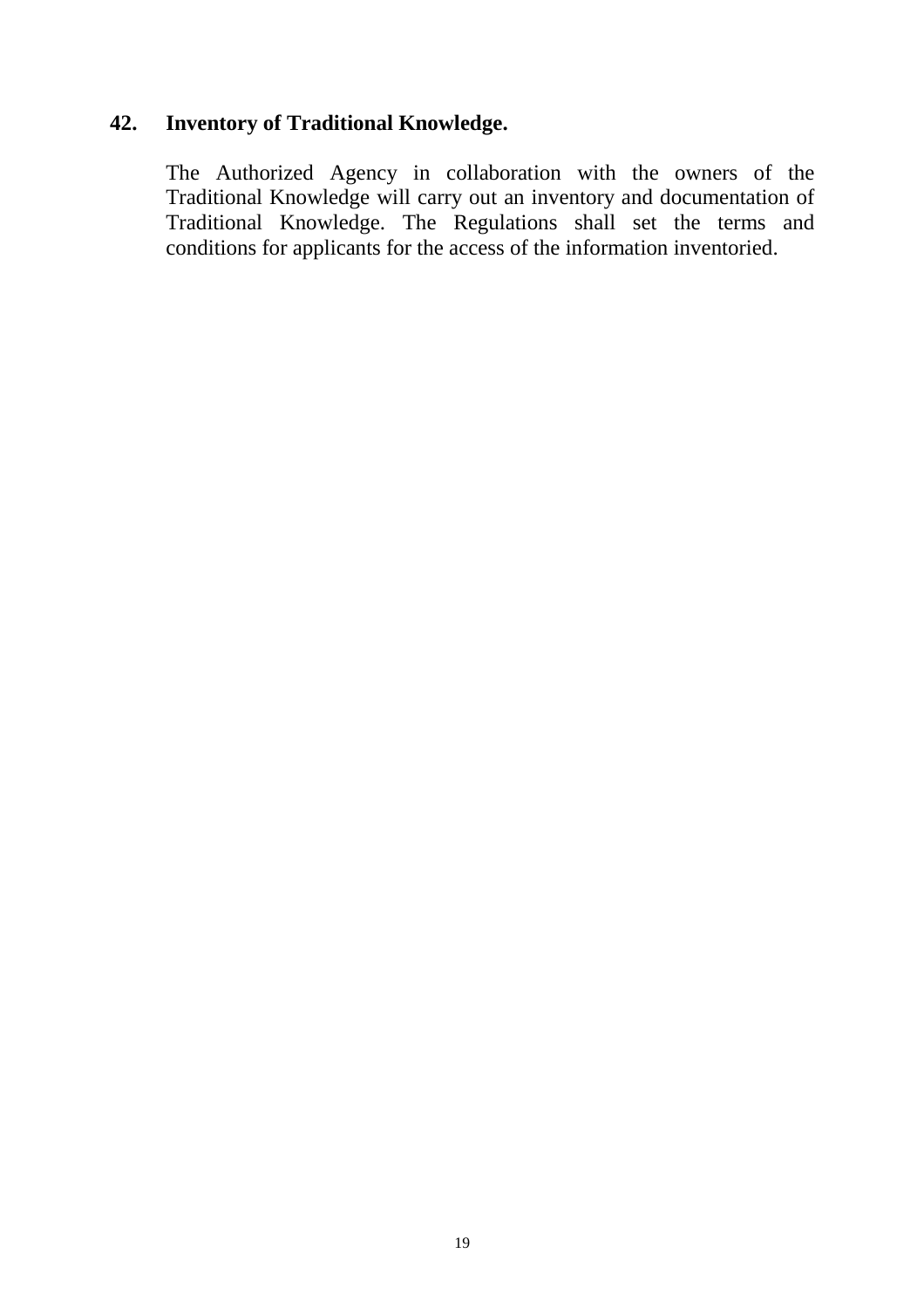### 42. Inventory of Traditional Knowledge.

The Authorized Agency in collaboration with the owners of the Traditional Knowledge will carry out an inventory and documentation of Traditional Knowledge. The Regulations shall set the terms and conditions for applicants for the access of the information inventoried.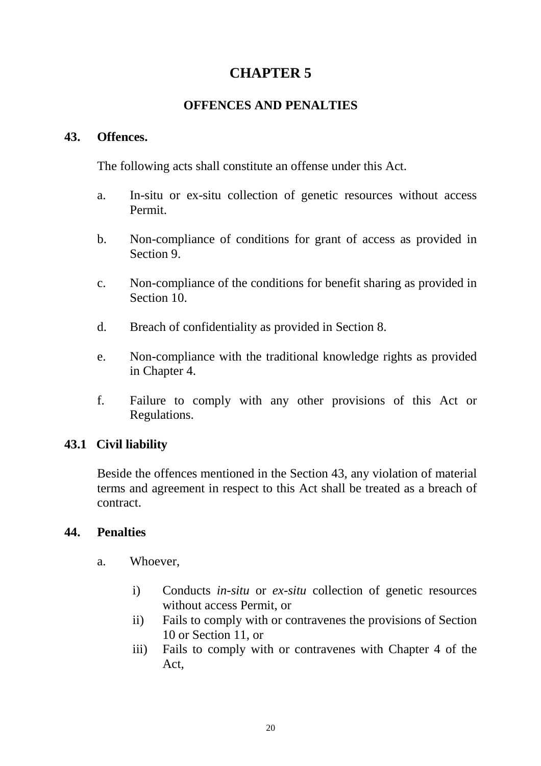# CHAPTER 5

## OFFENCES AND PENALTIES

### 43. Offences.

The following acts shall constitute an offense under this Act.

a. In-situ or ex-situ collection of genetic resources without access Permit.

b. Non-compliance of conditions for grant of access as provided in Section 9.

c. Non-compliance of the conditions for benefit sharing as provided in Section 10.

d. Breach of confidentiality as provided in Section 8.

e. Non-compliance with the traditional knowledge rights as provided in Chapter 4.

f. Failure to comply with any other provisions of this Act or Regulations.

### 43.1 Civil liability

Beside the offences mentioned in the Section 43, any violation of material terms and agreement in respect to this Act shall be treated as a breach of contract.

### 44. Penalties

a. Whoever,

   i) Conducts *in-situ* or *ex-situ* collection of genetic resources without access Permit, or
   ii) Fails to comply with or contravenes the provisions of Section 10 or Section 11, or
   iii) Fails to comply with or contravenes with Chapter 4 of the Act,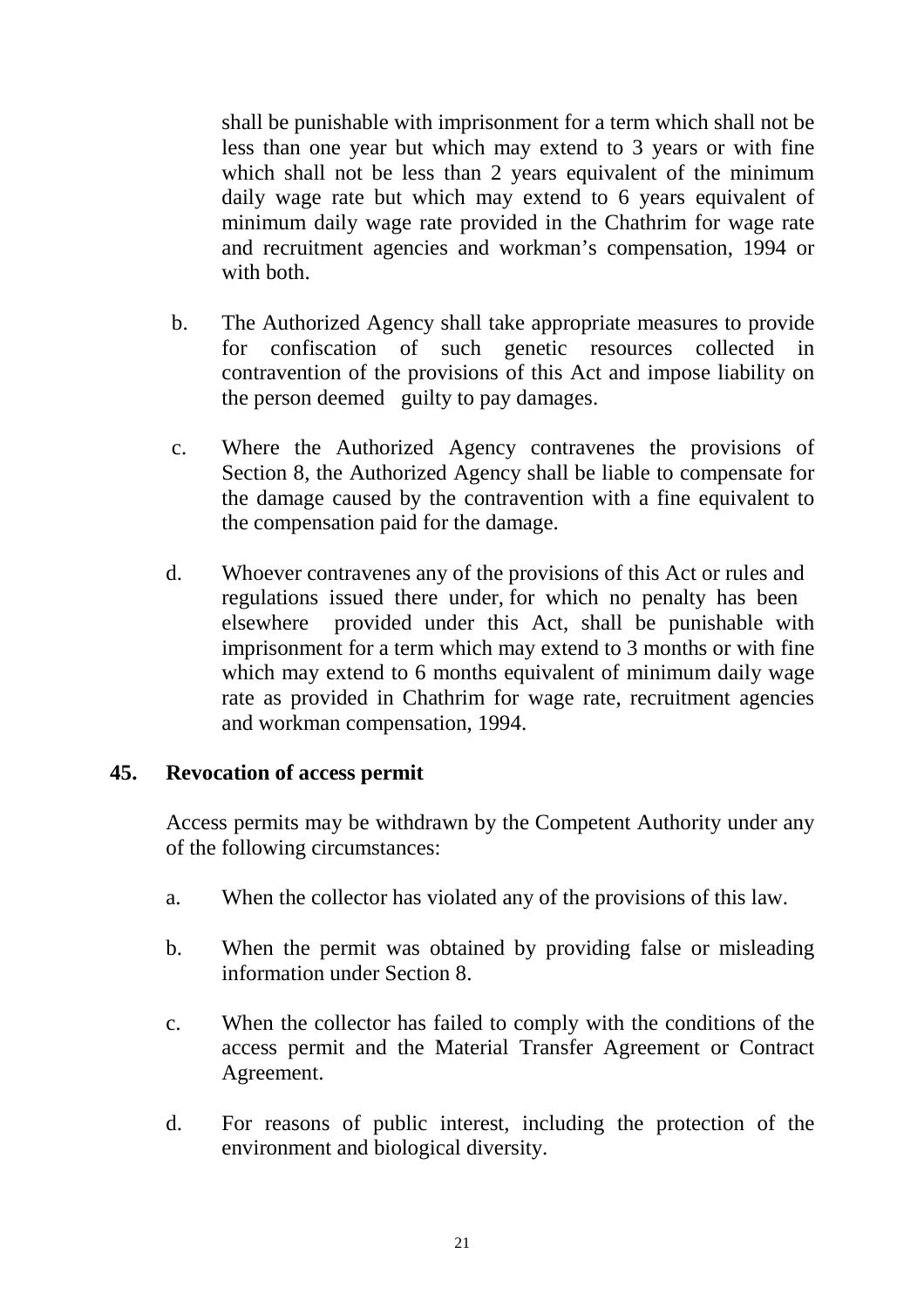shall be punishable with imprisonment for a term which shall not be less than one year but which may extend to 3 years or with fine which shall not be less than 2 years equivalent of the minimum daily wage rate but which may extend to 6 years equivalent of minimum daily wage rate provided in the Chathrim for wage rate and recruitment agencies and workman's compensation, 1994 or with both.

b. The Authorized Agency shall take appropriate measures to provide for confiscation of such genetic resources collected in contravention of the provisions of this Act and impose liability on the person deemed guilty to pay damages.

c. Where the Authorized Agency contravenes the provisions of Section 8, the Authorized Agency shall be liable to compensate for the damage caused by the contravention with a fine equivalent to the compensation paid for the damage.

d. Whoever contravenes any of the provisions of this Act or rules and regulations issued there under, for which no penalty has been elsewhere provided under this Act, shall be punishable with imprisonment for a term which may extend to 3 months or with fine which may extend to 6 months equivalent of minimum daily wage rate as provided in Chathrim for wage rate, recruitment agencies and workman compensation, 1994.

## 45. Revocation of access permit

Access permits may be withdrawn by the Competent Authority under any of the following circumstances:

a. When the collector has violated any of the provisions of this law.

b. When the permit was obtained by providing false or misleading information under Section 8.

c. When the collector has failed to comply with the conditions of the access permit and the Material Transfer Agreement or Contract Agreement.

d. For reasons of public interest, including the protection of the environment and biological diversity.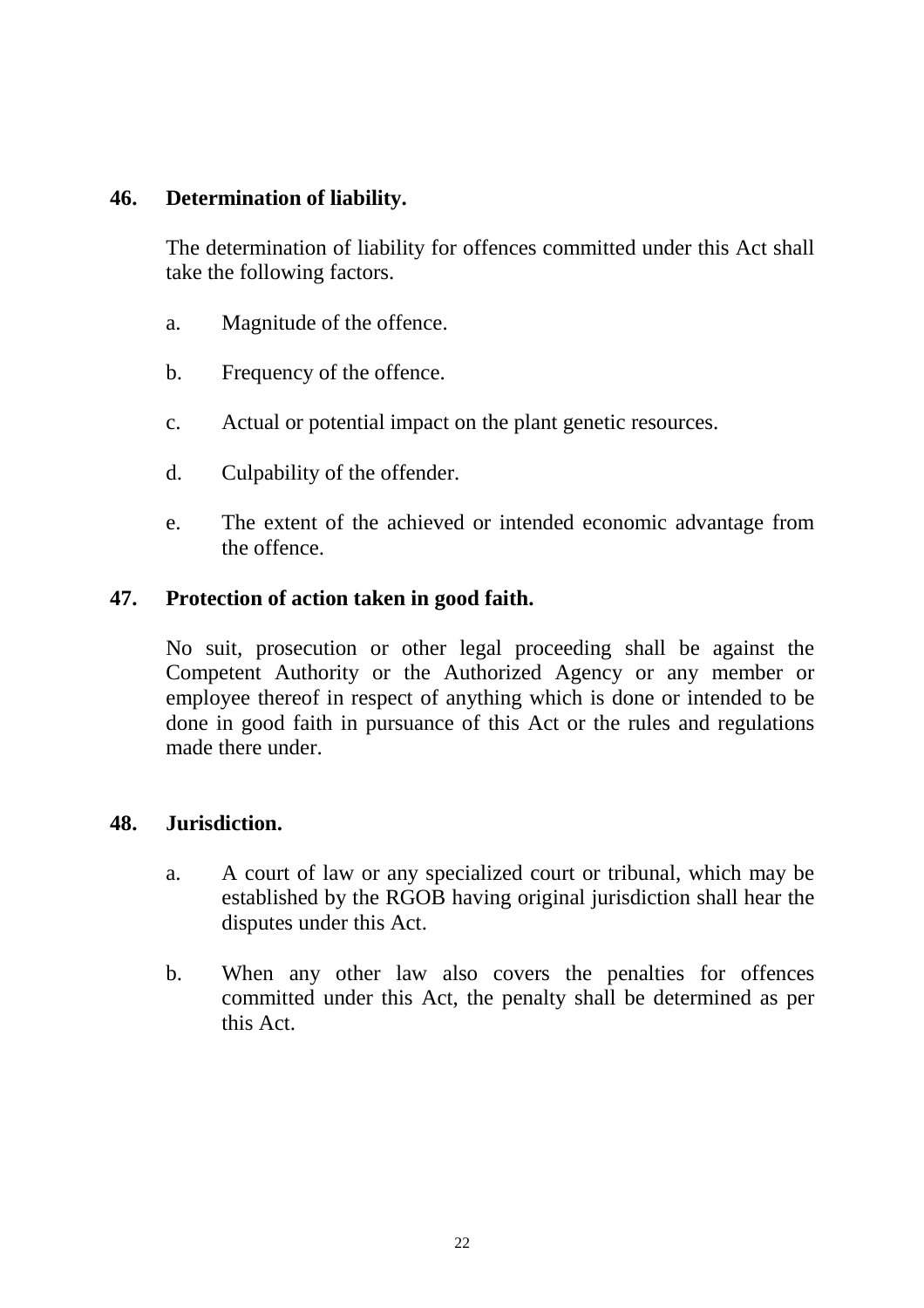**46. Determination of liability.**

The determination of liability for offences committed under this Act shall take the following factors.

a. Magnitude of the offence.

b. Frequency of the offence.

c. Actual or potential impact on the plant genetic resources.

d. Culpability of the offender.

e. The extent of the achieved or intended economic advantage from the offence.

**47. Protection of action taken in good faith.**

No suit, prosecution or other legal proceeding shall be against the Competent Authority or the Authorized Agency or any member or employee thereof in respect of anything which is done or intended to be done in good faith in pursuance of this Act or the rules and regulations made there under.

**48. Jurisdiction.**

a. A court of law or any specialized court or tribunal, which may be established by the RGOB having original jurisdiction shall hear the disputes under this Act.

b. When any other law also covers the penalties for offences committed under this Act, the penalty shall be determined as per this Act.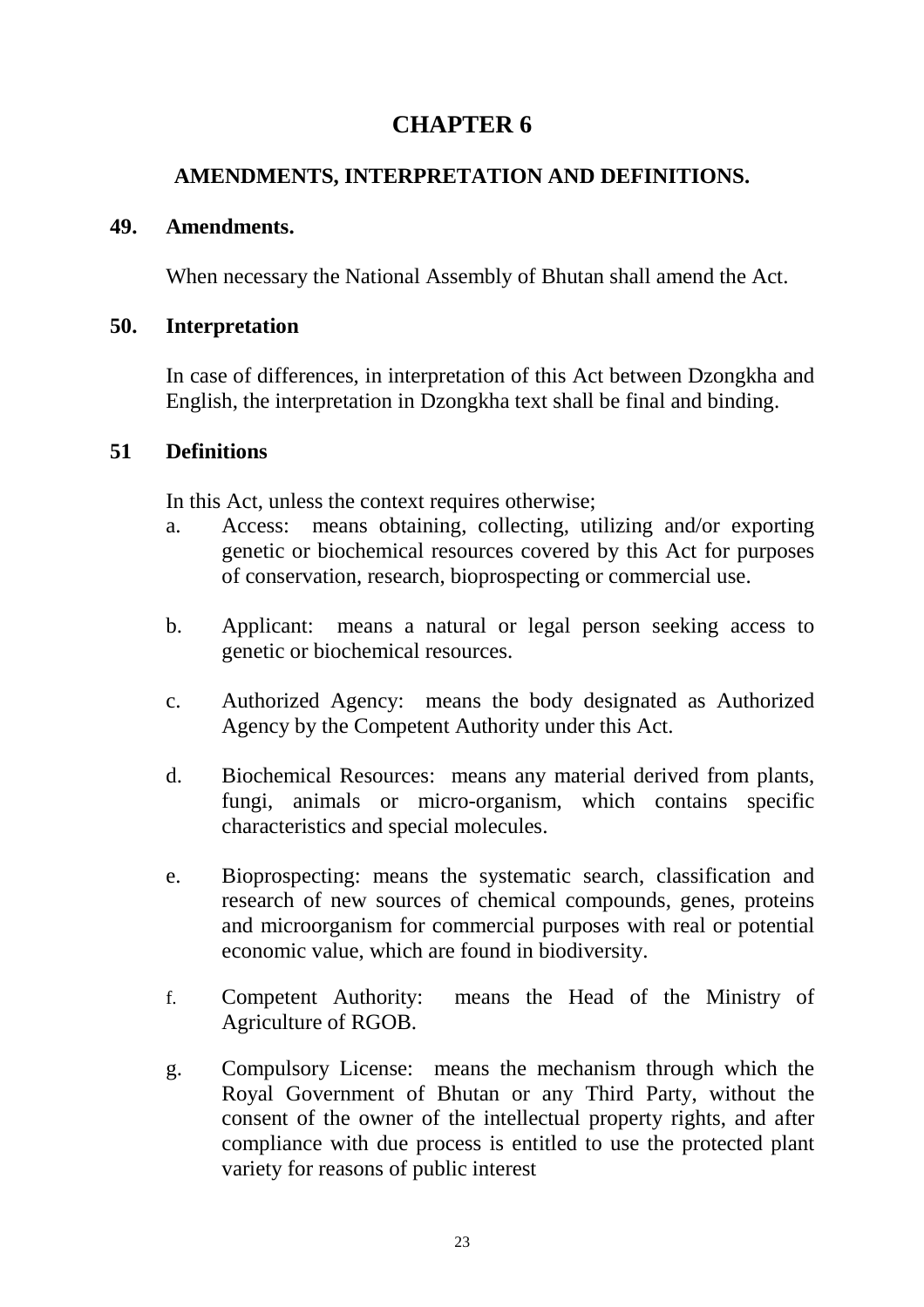# CHAPTER 6

## AMENDMENTS, INTERPRETATION AND DEFINITIONS.

### 49. Amendments.

When necessary the National Assembly of Bhutan shall amend the Act.

### 50. Interpretation

In case of differences, in interpretation of this Act between Dzongkha and English, the interpretation in Dzongkha text shall be final and binding.

### 51 Definitions

In this Act, unless the context requires otherwise;

a. Access: means obtaining, collecting, utilizing and/or exporting genetic or biochemical resources covered by this Act for purposes of conservation, research, bioprospecting or commercial use.

b. Applicant: means a natural or legal person seeking access to genetic or biochemical resources.

c. Authorized Agency: means the body designated as Authorized Agency by the Competent Authority under this Act.

d. Biochemical Resources: means any material derived from plants, fungi, animals or micro-organism, which contains specific characteristics and special molecules.

e. Bioprospecting: means the systematic search, classification and research of new sources of chemical compounds, genes, proteins and microorganism for commercial purposes with real or potential economic value, which are found in biodiversity.

f. Competent Authority: means the Head of the Ministry of Agriculture of RGOB.

g. Compulsory License: means the mechanism through which the Royal Government of Bhutan or any Third Party, without the consent of the owner of the intellectual property rights, and after compliance with due process is entitled to use the protected plant variety for reasons of public interest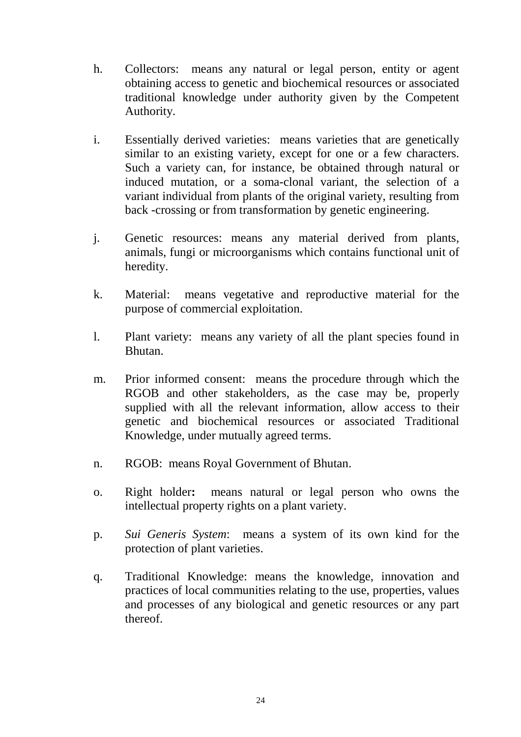h. Collectors: means any natural or legal person, entity or agent obtaining access to genetic and biochemical resources or associated traditional knowledge under authority given by the Competent Authority.

i. Essentially derived varieties: means varieties that are genetically similar to an existing variety, except for one or a few characters. Such a variety can, for instance, be obtained through natural or induced mutation, or a soma-clonal variant, the selection of a variant individual from plants of the original variety, resulting from back -crossing or from transformation by genetic engineering.

j. Genetic resources: means any material derived from plants, animals, fungi or microorganisms which contains functional unit of heredity.

k. Material: means vegetative and reproductive material for the purpose of commercial exploitation.

l. Plant variety: means any variety of all the plant species found in Bhutan.

m. Prior informed consent: means the procedure through which the RGOB and other stakeholders, as the case may be, properly supplied with all the relevant information, allow access to their genetic and biochemical resources or associated Traditional Knowledge, under mutually agreed terms.

n. RGOB: means Royal Government of Bhutan.

o. Right holder**:** means natural or legal person who owns the intellectual property rights on a plant variety.

p. *Sui Generis System*: means a system of its own kind for the protection of plant varieties.

q. Traditional Knowledge: means the knowledge, innovation and practices of local communities relating to the use, properties, values and processes of any biological and genetic resources or any part thereof.